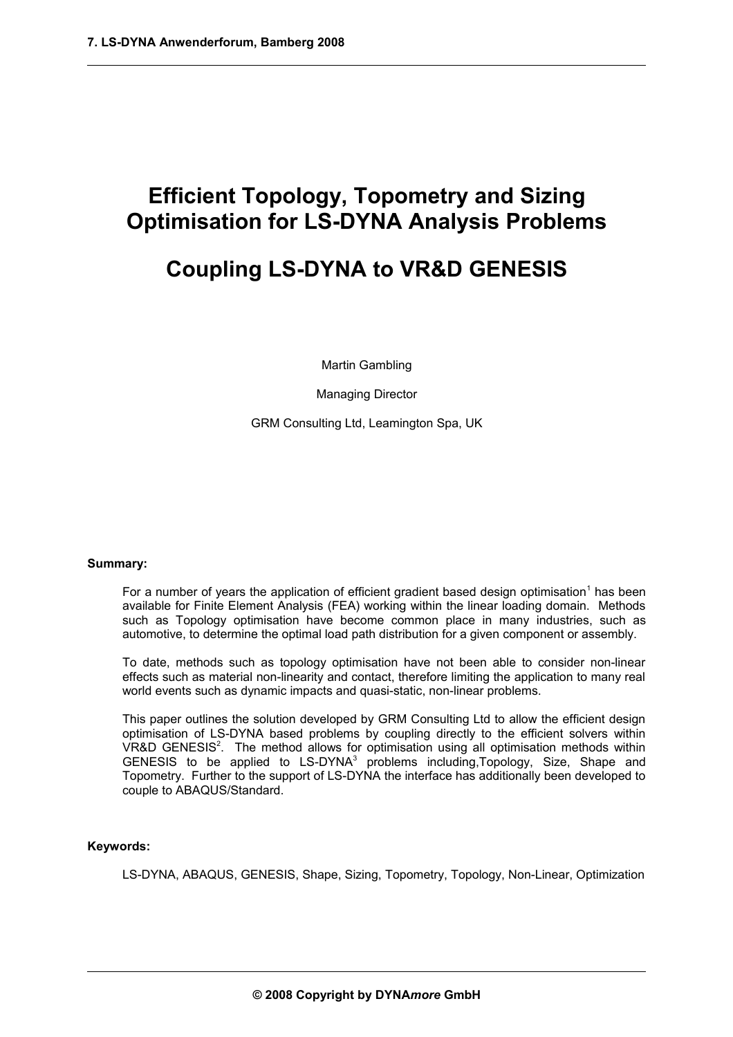# Efficient Topology, Topometry and Sizing Optimisation for LS-DYNA Analysis Problems

# Coupling LS-DYNA to VR&D GENESIS

Martin Gambling

Managing Director

GRM Consulting Ltd, Leamington Spa, UK

**Summary:**

For a number of years the application of efficient gradient based design optimisation[1] has been available for Finite Element Analysis (FEA) working within the linear loading domain. Methods such as Topology optimisation have become common place in many industries, such as automotive, to determine the optimal load path distribution for a given component or assembly.

To date, methods such as topology optimisation have not been able to consider non-linear effects such as material non-linearity and contact, therefore limiting the application to many real world events such as dynamic impacts and quasi-static, non-linear problems.

This paper outlines the solution developed by GRM Consulting Ltd to allow the efficient design optimisation of LS-DYNA based problems by coupling directly to the efficient solvers within VR&D GENESIS[2]. The method allows for optimisation using all optimisation methods within GENESIS to be applied to LS-DYNA[3] problems including,Topology, Size, Shape and Topometry. Further to the support of LS-DYNA the interface has additionally been developed to couple to ABAQUS/Standard.

**Keywords:**

LS-DYNA, ABAQUS, GENESIS, Shape, Sizing, Topometry, Topology, Non-Linear, Optimization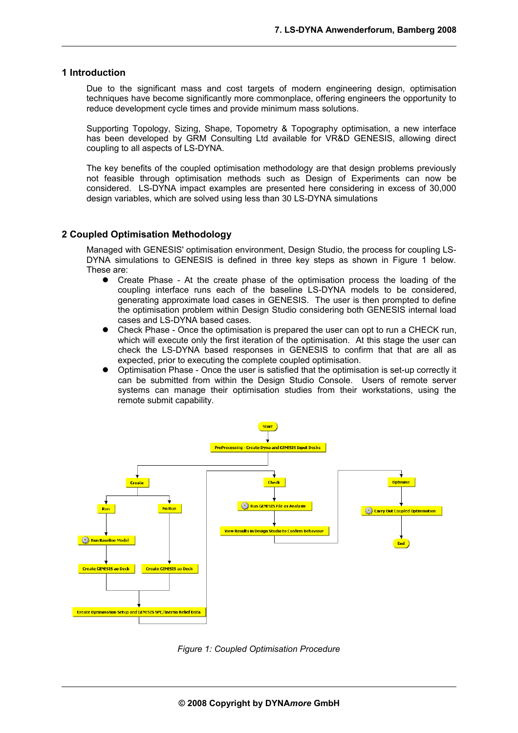## 1 Introduction

Due to the significant mass and cost targets of modern engineering design, optimisation techniques have become significantly more commonplace, offering engineers the opportunity to reduce development cycle times and provide minimum mass solutions.

Supporting Topology, Sizing, Shape, Topometry & Topography optimisation, a new interface has been developed by GRM Consulting Ltd available for VR&D GENESIS, allowing direct coupling to all aspects of LS-DYNA.

The key benefits of the coupled optimisation methodology are that design problems previously not feasible through optimisation methods such as Design of Experiments can now be considered. LS-DYNA impact examples are presented here considering in excess of 30,000 design variables, which are solved using less than 30 LS-DYNA simulations

## 2 Coupled Optimisation Methodology

Managed with GENESIS' optimisation environment, Design Studio, the process for coupling LS-DYNA simulations to GENESIS is defined in three key steps as shown in Figure 1 below. These are:

- Create Phase - At the create phase of the optimisation process the loading of the coupling interface runs each of the baseline LS-DYNA models to be considered, generating approximate load cases in GENESIS. The user is then prompted to define the optimisation problem within Design Studio considering both GENESIS internal load cases and LS-DYNA based cases.
- Check Phase - Once the optimisation is prepared the user can opt to run a CHECK run, which will execute only the first iteration of the optimisation. At this stage the user can check the LS-DYNA based responses in GENESIS to confirm that that are all as expected, prior to executing the complete coupled optimisation.
- Optimisation Phase - Once the user is satisfied that the optimisation is set-up correctly it can be submitted from within the Design Studio Console. Users of remote server systems can manage their optimisation studies from their workstations, using the remote submit capability.

*Figure 1: Coupled Optimisation Procedure*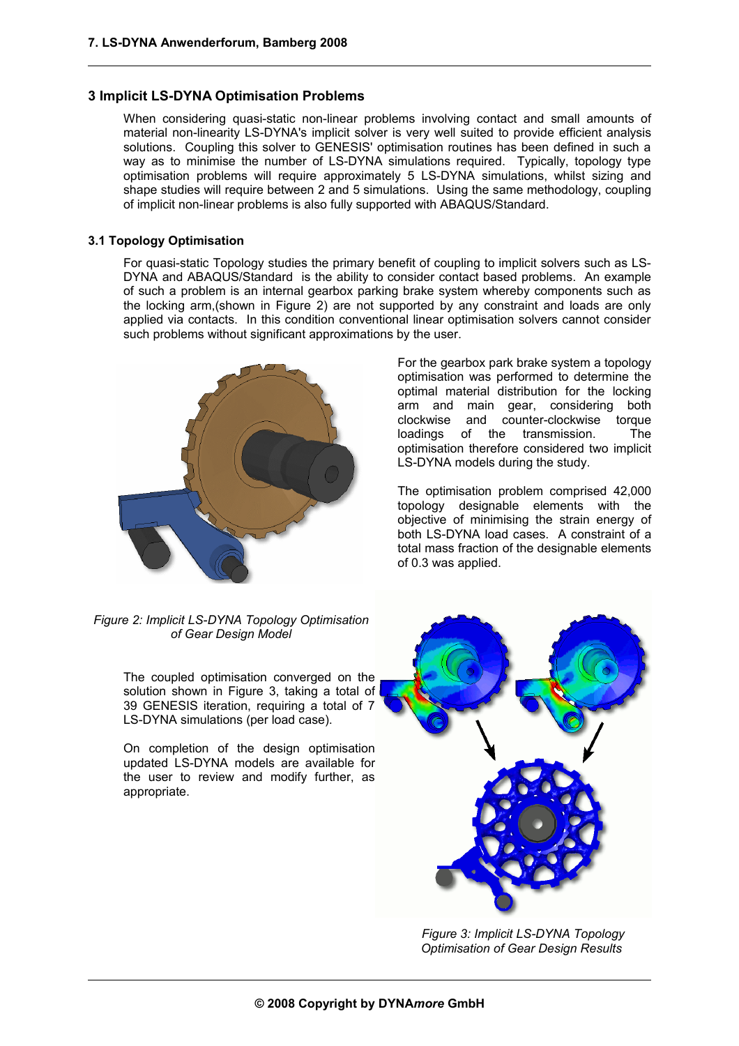## 3 Implicit LS-DYNA Optimisation Problems

When considering quasi-static non-linear problems involving contact and small amounts of material non-linearity LS-DYNA's implicit solver is very well suited to provide efficient analysis solutions. Coupling this solver to GENESIS' optimisation routines has been defined in such a way as to minimise the number of LS-DYNA simulations required. Typically, topology type optimisation problems will require approximately 5 LS-DYNA simulations, whilst sizing and shape studies will require between 2 and 5 simulations. Using the same methodology, coupling of implicit non-linear problems is also fully supported with ABAQUS/Standard.

### 3.1 Topology Optimisation

For quasi-static Topology studies the primary benefit of coupling to implicit solvers such as LS-DYNA and ABAQUS/Standard is the ability to consider contact based problems. An example of such a problem is an internal gearbox parking brake system whereby components such as the locking arm,(shown in Figure 2) are not supported by any constraint and loads are only applied via contacts. In this condition conventional linear optimisation solvers cannot consider such problems without significant approximations by the user.

For the gearbox park brake system a topology optimisation was performed to determine the optimal material distribution for the locking arm and main gear, considering both clockwise and counter-clockwise torque loadings of the transmission. The optimisation therefore considered two implicit LS-DYNA models during the study.

The optimisation problem comprised 42,000 topology designable elements with the objective of minimising the strain energy of both LS-DYNA load cases. A constraint of a total mass fraction of the designable elements of 0.3 was applied.

*Figure 2: Implicit LS-DYNA Topology Optimisation of Gear Design Model*

The coupled optimisation converged on the solution shown in Figure 3, taking a total of 39 GENESIS iteration, requiring a total of 7 LS-DYNA simulations (per load case).

On completion of the design optimisation updated LS-DYNA models are available for the user to review and modify further, as appropriate.

*Figure 3: Implicit LS-DYNA Topology Optimisation of Gear Design Results*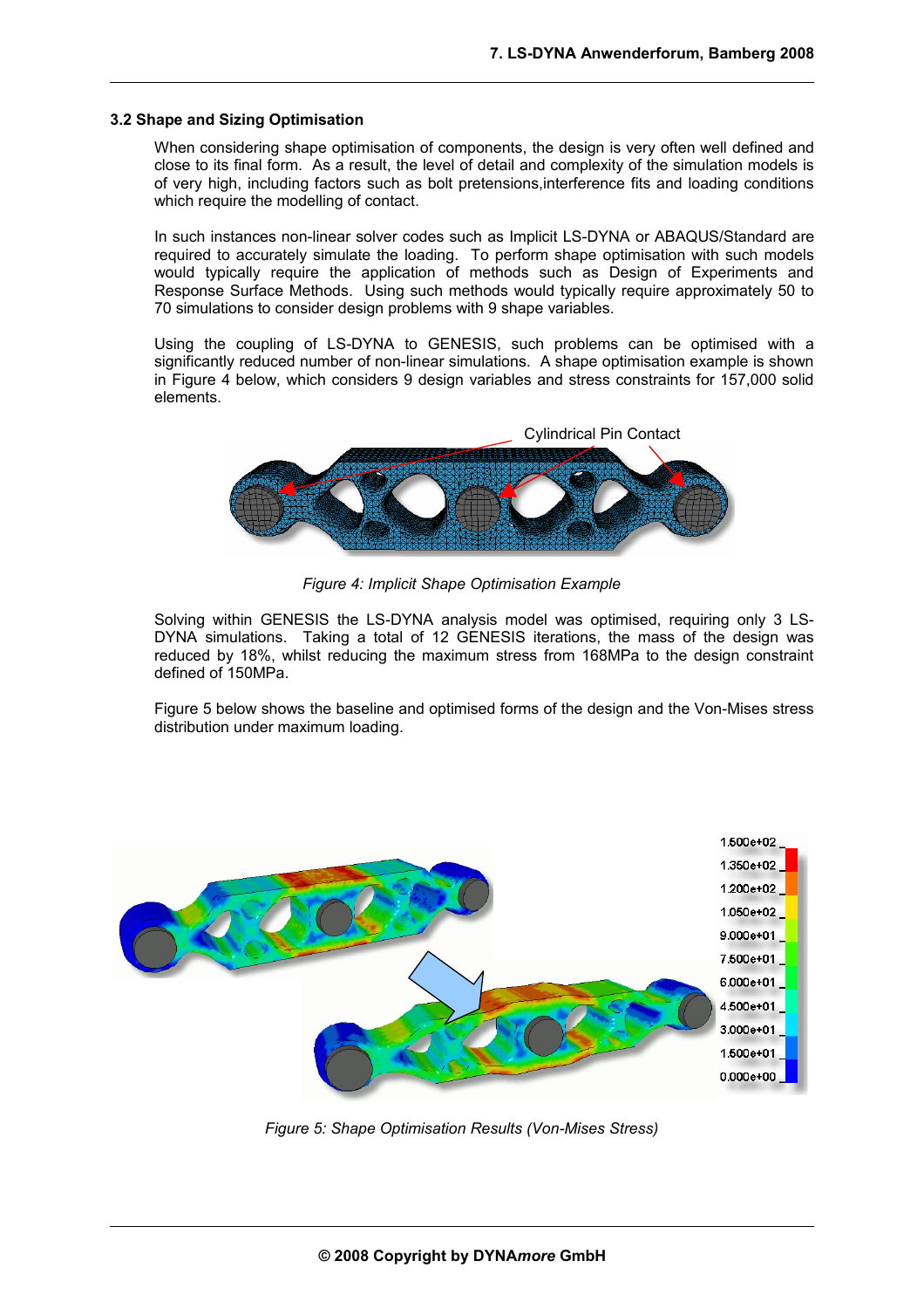### 3.2 Shape and Sizing Optimisation

When considering shape optimisation of components, the design is very often well defined and close to its final form. As a result, the level of detail and complexity of the simulation models is of very high, including factors such as bolt pretensions,interference fits and loading conditions which require the modelling of contact.

In such instances non-linear solver codes such as Implicit LS-DYNA or ABAQUS/Standard are required to accurately simulate the loading. To perform shape optimisation with such models would typically require the application of methods such as Design of Experiments and Response Surface Methods. Using such methods would typically require approximately 50 to 70 simulations to consider design problems with 9 shape variables.

Using the coupling of LS-DYNA to GENESIS, such problems can be optimised with a significantly reduced number of non-linear simulations. A shape optimisation example is shown in Figure 4 below, which considers 9 design variables and stress constraints for 157,000 solid elements.

*Figure 4: Implicit Shape Optimisation Example*

Solving within GENESIS the LS-DYNA analysis model was optimised, requiring only 3 LS-DYNA simulations. Taking a total of 12 GENESIS iterations, the mass of the design was reduced by 18%, whilst reducing the maximum stress from 168MPa to the design constraint defined of 150MPa.

Figure 5 below shows the baseline and optimised forms of the design and the Von-Mises stress distribution under maximum loading.

*Figure 5: Shape Optimisation Results (Von-Mises Stress)*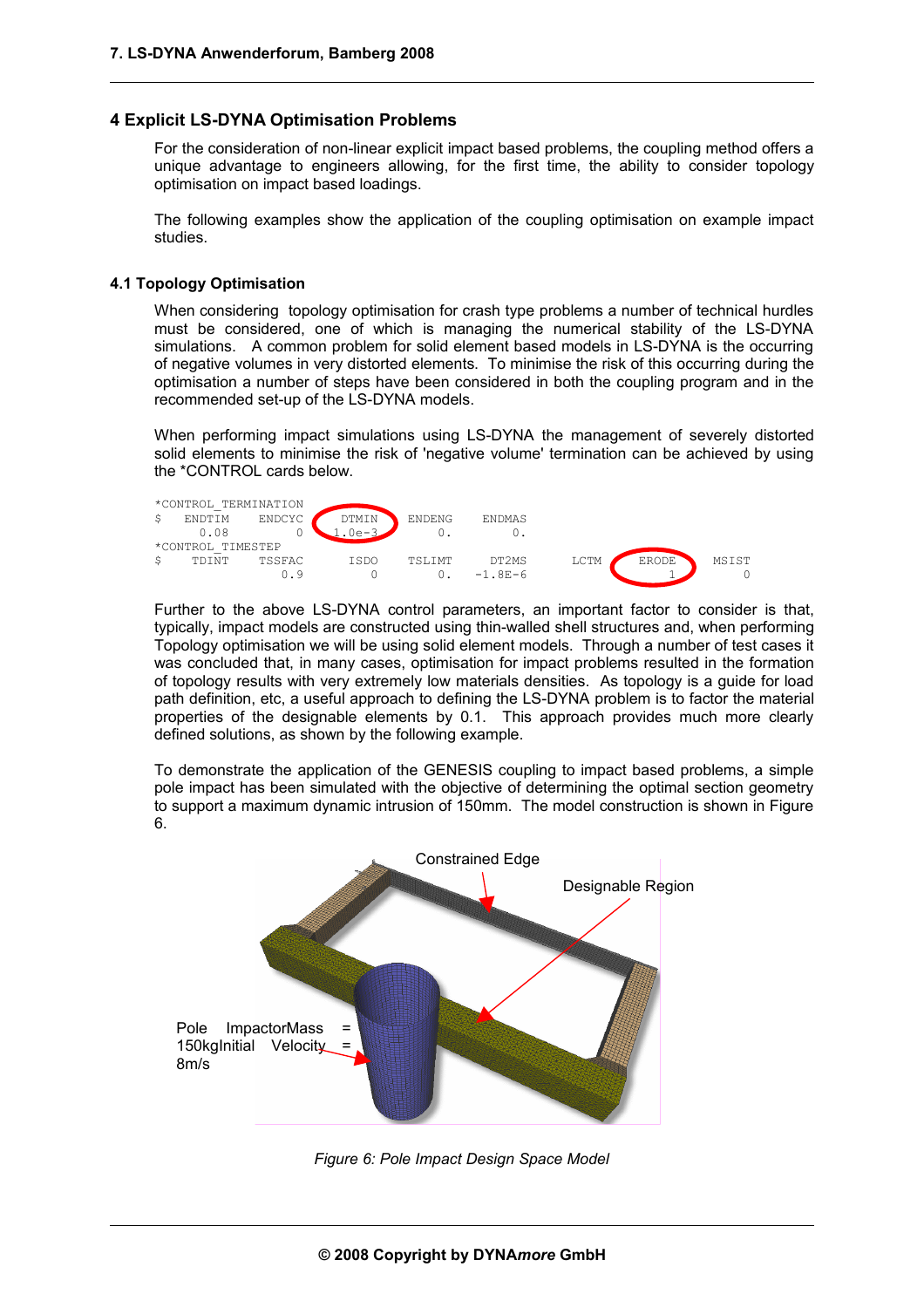## 4 Explicit LS-DYNA Optimisation Problems

For the consideration of non-linear explicit impact based problems, the coupling method offers a unique advantage to engineers allowing, for the first time, the ability to consider topology optimisation on impact based loadings.

The following examples show the application of the coupling optimisation on example impact studies.

### 4.1 Topology Optimisation

When considering topology optimisation for crash type problems a number of technical hurdles must be considered, one of which is managing the numerical stability of the LS-DYNA simulations. A common problem for solid element based models in LS-DYNA is the occurring of negative volumes in very distorted elements. To minimise the risk of this occurring during the optimisation a number of steps have been considered in both the coupling program and in the recommended set-up of the LS-DYNA models.

When performing impact simulations using LS-DYNA the management of severely distorted solid elements to minimise the risk of 'negative volume' termination can be achieved by using the *CONTROL cards below.

```
*CONTROL_TERMINATION
$   ENDTIM    ENDCYC     DTMIN    ENDENG    ENDMAS
      0.08         0    1.0e-3        0.        0.
*CONTROL_TIMESTEP
$   TDINT     TSSFAC      ISDO    TSLIMT     DT2MS      LCTM     ERODE     MSIST
                 0.9         0        0.   -1.8E-6                   1         0
```

Further to the above LS-DYNA control parameters, an important factor to consider is that, typically, impact models are constructed using thin-walled shell structures and, when performing Topology optimisation we will be using solid element models. Through a number of test cases it was concluded that, in many cases, optimisation for impact problems resulted in the formation of topology results with very extremely low materials densities. As topology is a guide for load path definition, etc, a useful approach to defining the LS-DYNA problem is to factor the material properties of the designable elements by 0.1. This approach provides much more clearly defined solutions, as shown by the following example.

To demonstrate the application of the GENESIS coupling to impact based problems, a simple pole impact has been simulated with the objective of determining the optimal section geometry to support a maximum dynamic intrusion of 150mm. The model construction is shown in Figure 6.

*Figure 6: Pole Impact Design Space Model*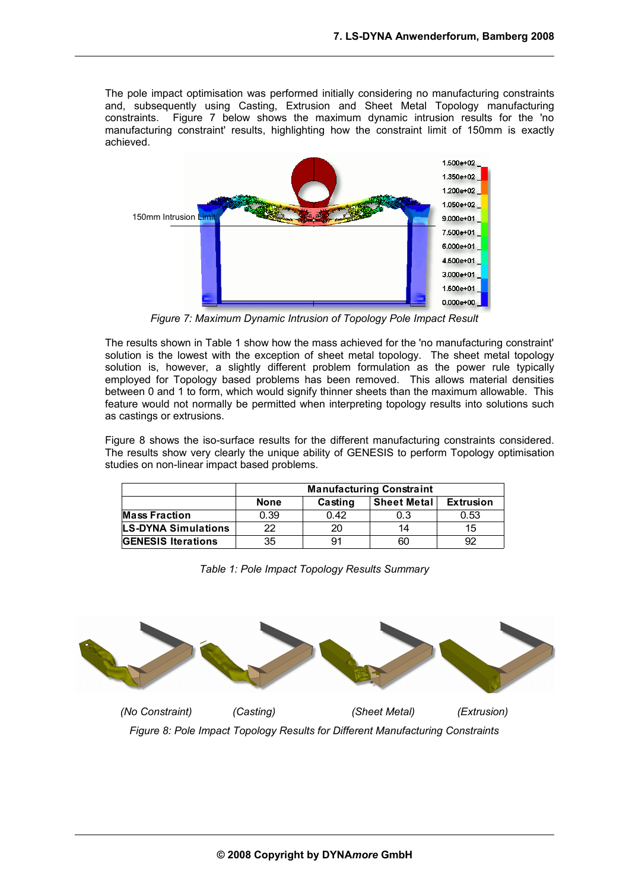The pole impact optimisation was performed initially considering no manufacturing constraints and, subsequently using Casting, Extrusion and Sheet Metal Topology manufacturing constraints. Figure 7 below shows the maximum dynamic intrusion results for the 'no manufacturing constraint' results, highlighting how the constraint limit of 150mm is exactly achieved.

*Figure 7: Maximum Dynamic Intrusion of Topology Pole Impact Result*

The results shown in Table 1 show how the mass achieved for the 'no manufacturing constraint' solution is the lowest with the exception of sheet metal topology. The sheet metal topology solution is, however, a slightly different problem formulation as the power rule typically employed for Topology based problems has been removed. This allows material densities between 0 and 1 to form, which would signify thinner sheets than the maximum allowable. This feature would not normally be permitted when interpreting topology results into solutions such as castings or extrusions.

Figure 8 shows the iso-surface results for the different manufacturing constraints considered. The results show very clearly the unique ability of GENESIS to perform Topology optimisation studies on non-linear impact based problems.

| | **Manufacturing Constraint** | | | |
|---|---|---|---|---|
| | **None** | **Casting** | **Sheet Metal** | **Extrusion** |
| **Mass Fraction** | 0.39 | 0.42 | 0.3 | 0.53 |
| **LS-DYNA Simulations** | 22 | 20 | 14 | 15 |
| **GENESIS Iterations** | 35 | 91 | 60 | 92 |

*Table 1: Pole Impact Topology Results Summary*

*(No Constraint)* *(Casting)* *(Sheet Metal)* *(Extrusion)*

*Figure 8: Pole Impact Topology Results for Different Manufacturing Constraints*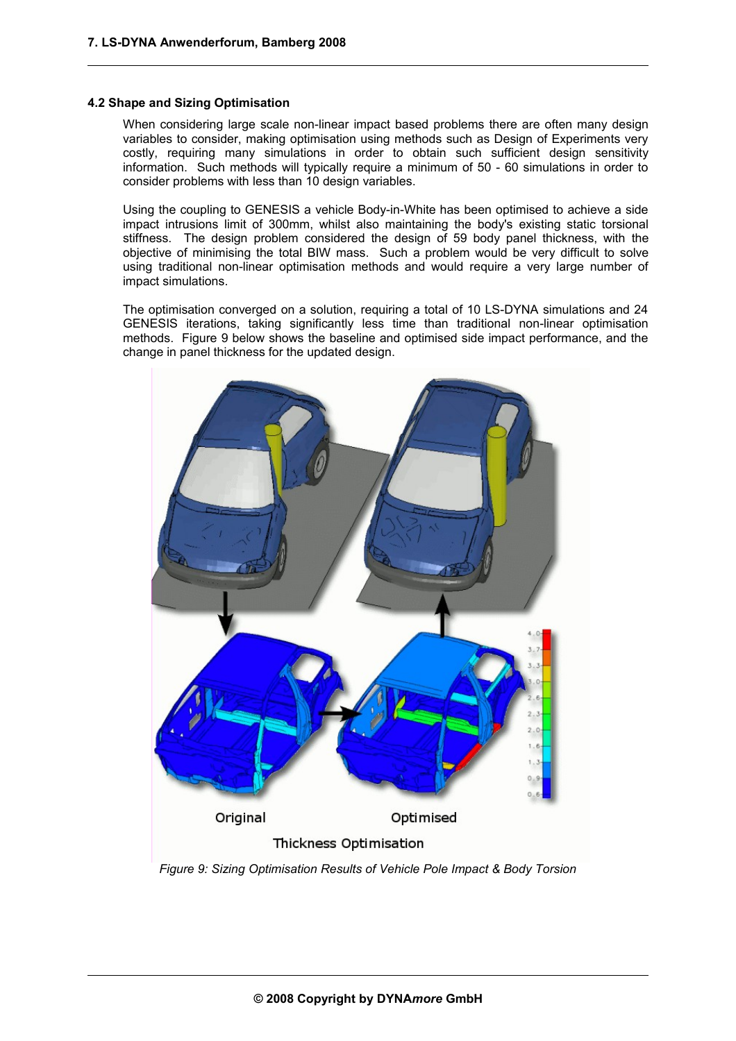### 4.2 Shape and Sizing Optimisation

When considering large scale non-linear impact based problems there are often many design variables to consider, making optimisation using methods such as Design of Experiments very costly, requiring many simulations in order to obtain such sufficient design sensitivity information. Such methods will typically require a minimum of 50 - 60 simulations in order to consider problems with less than 10 design variables.

Using the coupling to GENESIS a vehicle Body-in-White has been optimised to achieve a side impact intrusions limit of 300mm, whilst also maintaining the body's existing static torsional stiffness. The design problem considered the design of 59 body panel thickness, with the objective of minimising the total BIW mass. Such a problem would be very difficult to solve using traditional non-linear optimisation methods and would require a very large number of impact simulations.

The optimisation converged on a solution, requiring a total of 10 LS-DYNA simulations and 24 GENESIS iterations, taking significantly less time than traditional non-linear optimisation methods. Figure 9 below shows the baseline and optimised side impact performance, and the change in panel thickness for the updated design.

*Figure 9: Sizing Optimisation Results of Vehicle Pole Impact & Body Torsion*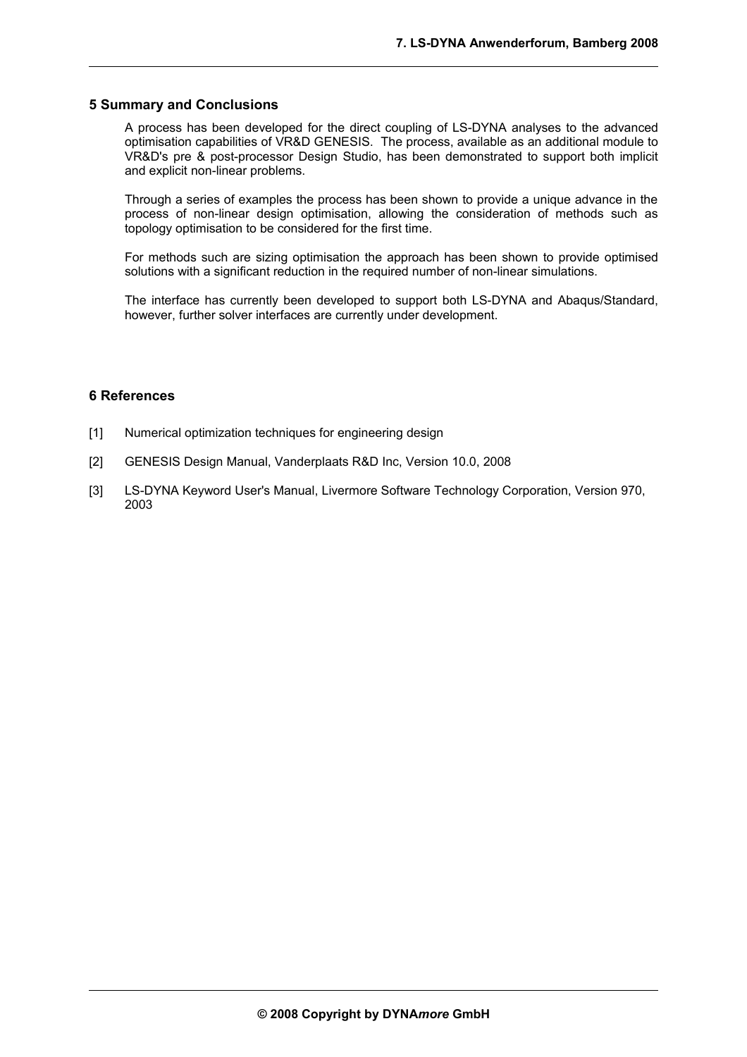## 5 Summary and Conclusions

A process has been developed for the direct coupling of LS-DYNA analyses to the advanced optimisation capabilities of VR&D GENESIS. The process, available as an additional module to VR&D's pre & post-processor Design Studio, has been demonstrated to support both implicit and explicit non-linear problems.

Through a series of examples the process has been shown to provide a unique advance in the process of non-linear design optimisation, allowing the consideration of methods such as topology optimisation to be considered for the first time.

For methods such are sizing optimisation the approach has been shown to provide optimised solutions with a significant reduction in the required number of non-linear simulations.

The interface has currently been developed to support both LS-DYNA and Abaqus/Standard, however, further solver interfaces are currently under development.

## 6 References

[1] Numerical optimization techniques for engineering design

[2] GENESIS Design Manual, Vanderplaats R&D Inc, Version 10.0, 2008

[3] LS-DYNA Keyword User's Manual, Livermore Software Technology Corporation, Version 970, 2003